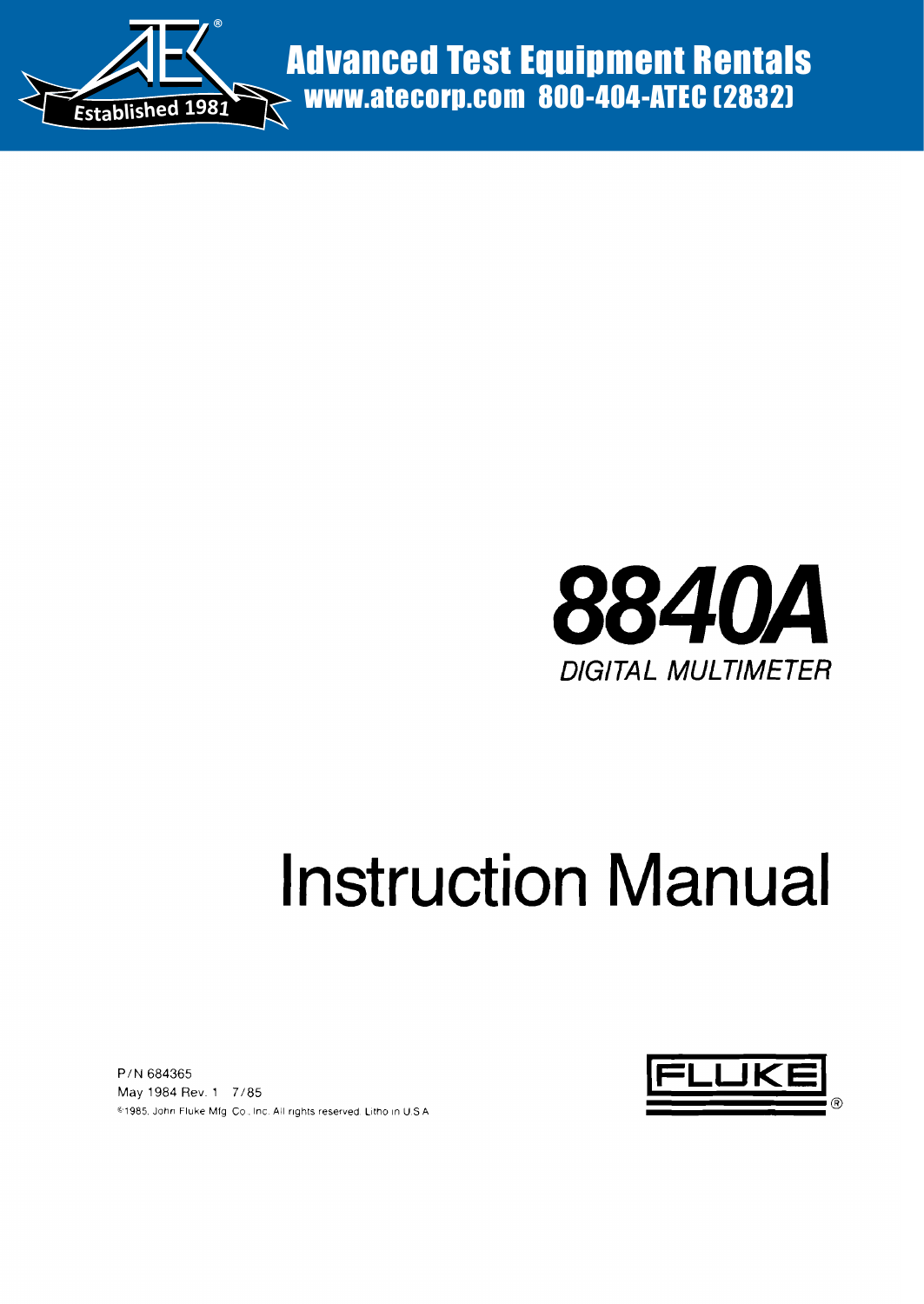Advanced Test Equipment Rentals
www.atecorp.com 800-404-ATEC (2832)

Established 1981

# 8840A

DIGITAL MULTIMETER

# Instruction Manual

P/N 684365
May 1984 Rev. 1 7/85
©1985, John Fluke Mfg. Co., Inc. All rights reserved. Litho in U.S.A.

FLUKE ®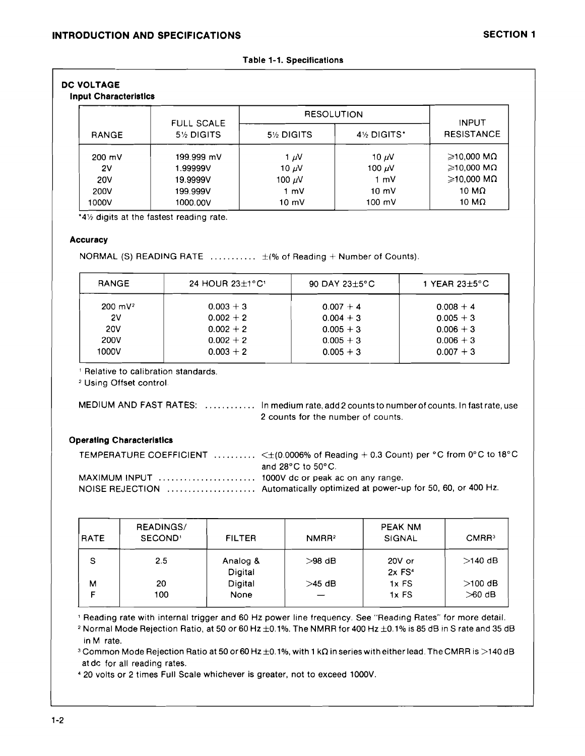Table 1-1. Specifications

## DC VOLTAGE

### Input Characteristics

| RANGE | FULL SCALE 5½ DIGITS | RESOLUTION | | INPUT RESISTANCE |
|---|---|---|---|---|
| | | 5½ DIGITS | 4½ DIGITS* | |
| 200 mV | 199.999 mV | 1 μV | 10 μV | ≥10,000 MΩ |
| 2V | 1.99999V | 10 μV | 100 μV | ≥10,000 MΩ |
| 20V | 19.9999V | 100 μV | 1 mV | ≥10,000 MΩ |
| 200V | 199.999V | 1 mV | 10 mV | 10 MΩ |
| 1000V | 1000.00V | 10 mV | 100 mV | 10 MΩ |

*4½ digits at the fastest reading rate.

### Accuracy

NORMAL (S) READING RATE .......... ±(% of Reading + Number of Counts).

| RANGE | 24 HOUR 23±1°C[1] | 90 DAY 23±5°C | 1 YEAR 23±5°C |
|---|---|---|---|
| 200 mV[2] | 0.003 + 3 | 0.007 + 4 | 0.008 + 4 |
| 2V | 0.002 + 2 | 0.004 + 3 | 0.005 + 3 |
| 20V | 0.002 + 2 | 0.005 + 3 | 0.006 + 3 |
| 200V | 0.002 + 2 | 0.005 + 3 | 0.006 + 3 |
| 1000V | 0.003 + 2 | 0.005 + 3 | 0.007 + 3 |

[1] Relative to calibration standards.
[2] Using Offset control.

MEDIUM AND FAST RATES: ............ In medium rate, add 2 counts to number of counts. In fast rate, use 2 counts for the number of counts.

### Operating Characteristics

TEMPERATURE COEFFICIENT .......... <±(0.0006% of Reading + 0.3 Count) per °C from 0°C to 18°C and 28°C to 50°C.

MAXIMUM INPUT ...................... 1000V dc or peak ac on any range.

NOISE REJECTION .................... Automatically optimized at power-up for 50, 60, or 400 Hz.

| RATE | READINGS/ SECOND[1] | FILTER | NMRR[2] | PEAK NM SIGNAL | CMRR[3] |
|---|---|---|---|---|---|
| S | 2.5 | Analog & Digital | >98 dB | 20V or 2x FS[4] | >140 dB |
| M | 20 | Digital | >45 dB | 1x FS | >100 dB |
| F | 100 | None | — | 1x FS | >60 dB |

[1] Reading rate with internal trigger and 60 Hz power line frequency. See "Reading Rates" for more detail.
[2] Normal Mode Rejection Ratio, at 50 or 60 Hz ±0.1%. The NMRR for 400 Hz ±0.1% is 85 dB in S rate and 35 dB in M rate.
[3] Common Mode Rejection Ratio at 50 or 60 Hz ±0.1%, with 1 kΩ in series with either lead. The CMRR is >140 dB at dc for all reading rates.
[4] 20 volts or 2 times Full Scale whichever is greater, not to exceed 1000V.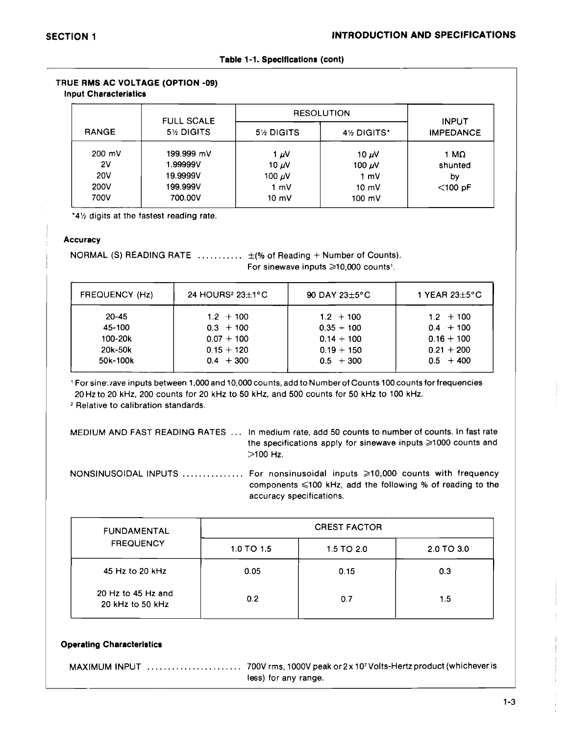**Table 1-1. Specifications (cont)**

## TRUE RMS AC VOLTAGE (OPTION -09)

### Input Characteristics

| RANGE | FULL SCALE 5½ DIGITS | RESOLUTION | | INPUT IMPEDANCE |
|---|---|---|---|---|
| | | 5½ DIGITS | 4½ DIGITS* | |
| 200 mV | 199.999 mV | 1 μV | 10 μV | 1 MΩ shunted by <100 pF |
| 2V | 1.99999V | 10 μV | 100 μV | |
| 20V | 19.9999V | 100 μV | 1 mV | |
| 200V | 199.999V | 1 mV | 10 mV | |
| 700V | 700.00V | 10 mV | 100 mV | |

*4½ digits at the fastest reading rate.

### Accuracy

NORMAL (S) READING RATE .......... ±(% of Reading + Number of Counts). For sinewave inputs ≥10,000 counts[1].

| FREQUENCY (Hz) | 24 HOURS[2] 23±1°C | 90 DAY 23±5°C | 1 YEAR 23±5°C |
|---|---|---|---|
| 20-45 | 1.2 + 100 | 1.2 + 100 | 1.2 + 100 |
| 45-100 | 0.3 + 100 | 0.35 + 100 | 0.4 + 100 |
| 100-20k | 0.07 + 100 | 0.14 + 100 | 0.16 + 100 |
| 20k-50k | 0.15 + 120 | 0.19 + 150 | 0.21 + 200 |
| 50k-100k | 0.4 + 300 | 0.5 + 300 | 0.5 + 400 |

[1] For sinewave inputs between 1,000 and 10,000 counts, add to Number of Counts 100 counts for frequencies 20 Hz to 20 kHz, 200 counts for 20 kHz to 50 kHz, and 500 counts for 50 kHz to 100 kHz.
[2] Relative to calibration standards.

MEDIUM AND FAST READING RATES ... In medium rate, add 50 counts to number of counts. In fast rate the specifications apply for sinewave inputs ≥1000 counts and >100 Hz.

NONSINUSOIDAL INPUTS .............. For nonsinusoidal inputs ≥10,000 counts with frequency components ≤100 kHz, add the following % of reading to the accuracy specifications.

| FUNDAMENTAL FREQUENCY | CREST FACTOR | | |
|---|---|---|---|
| | 1.0 TO 1.5 | 1.5 TO 2.0 | 2.0 TO 3.0 |
| 45 Hz to 20 kHz | 0.05 | 0.15 | 0.3 |
| 20 Hz to 45 Hz and 20 kHz to 50 kHz | 0.2 | 0.7 | 1.5 |

### Operating Characteristics

MAXIMUM INPUT ...................... 700V rms, 1000V peak or $2 \times 10^7$ Volts-Hertz product (whichever is less) for any range.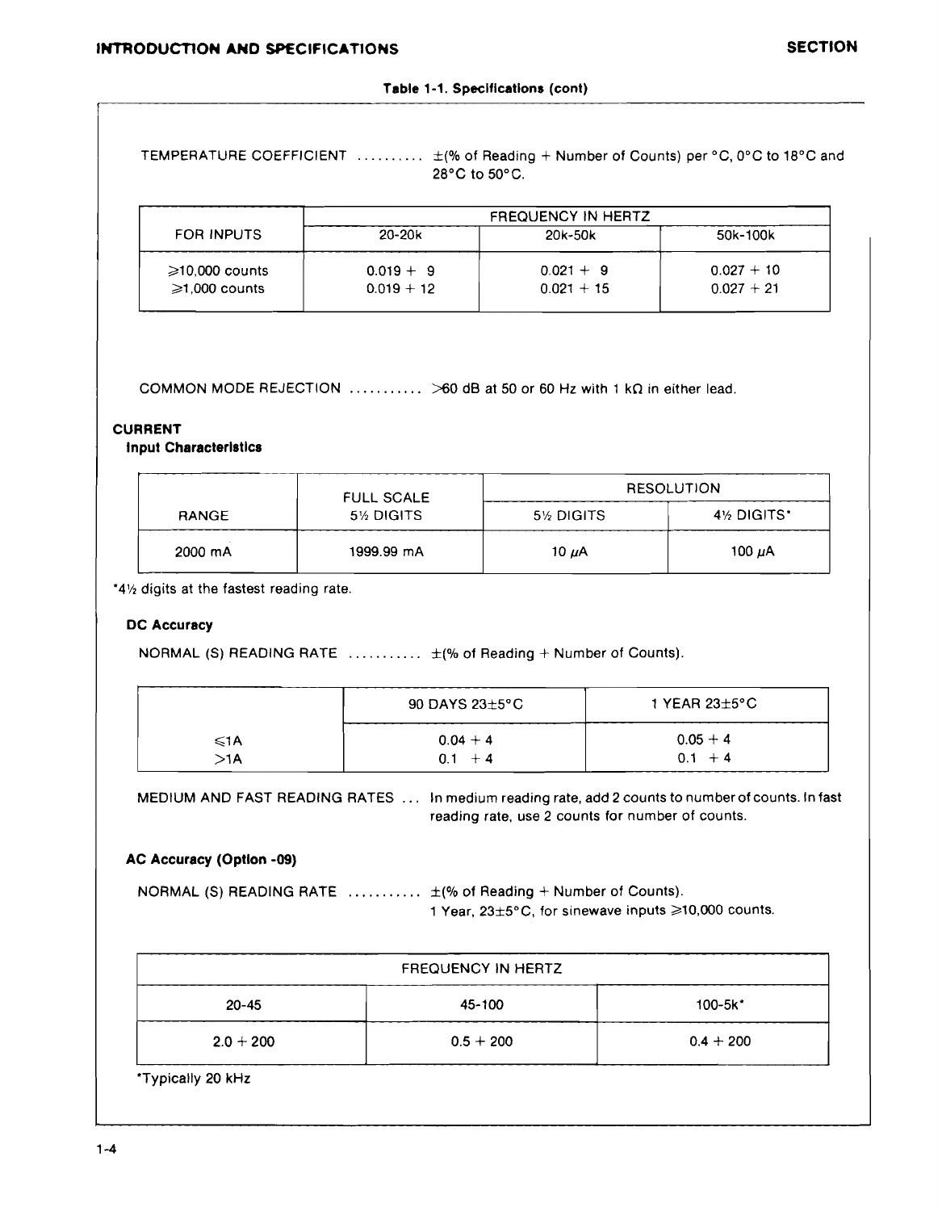### Table 1-1. Specifications (cont)

TEMPERATURE COEFFICIENT .......... ±(% of Reading + Number of Counts) per °C, 0°C to 18°C and 28°C to 50°C.

| FOR INPUTS | FREQUENCY IN HERTZ | | |
|---|---|---|---|
| | 20-20k | 20k-50k | 50k-100k |
| ≥10,000 counts | 0.019 + 9 | 0.021 + 9 | 0.027 + 10 |
| ≥1,000 counts | 0.019 + 12 | 0.021 + 15 | 0.027 + 21 |

COMMON MODE REJECTION ........... >60 dB at 50 or 60 Hz with 1 kΩ in either lead.

**CURRENT**

**Input Characteristics**

| RANGE | FULL SCALE 5½ DIGITS | RESOLUTION | |
|---|---|---|---|
| | | 5½ DIGITS | 4½ DIGITS* |
| 2000 mA | 1999.99 mA | 10 μA | 100 μA |

*4½ digits at the fastest reading rate.

**DC Accuracy**

NORMAL (S) READING RATE ........... ±(% of Reading + Number of Counts).

| | 90 DAYS 23±5°C | 1 YEAR 23±5°C |
|---|---|---|
| ≤1A | 0.04 + 4 | 0.05 + 4 |
| >1A | 0.1 + 4 | 0.1 + 4 |

MEDIUM AND FAST READING RATES ... In medium reading rate, add 2 counts to number of counts. In fast reading rate, use 2 counts for number of counts.

**AC Accuracy (Option -09)**

NORMAL (S) READING RATE ........... ±(% of Reading + Number of Counts).
1 Year, 23±5°C, for sinewave inputs ≥10,000 counts.

| FREQUENCY IN HERTZ | | |
|---|---|---|
| 20-45 | 45-100 | 100-5k* |
| 2.0 + 200 | 0.5 + 200 | 0.4 + 200 |

*Typically 20 kHz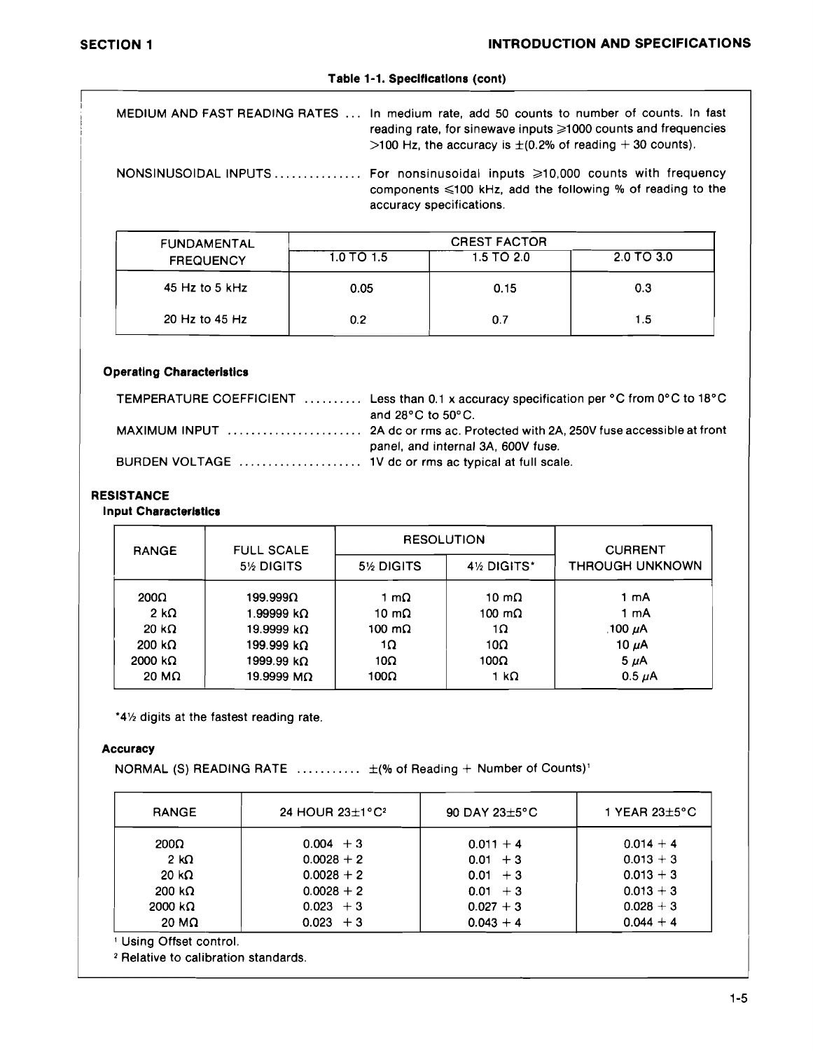**Table 1-1. Specifications (cont)**

MEDIUM AND FAST READING RATES ... In medium rate, add 50 counts to number of counts. In fast reading rate, for sinewave inputs ⩾1000 counts and frequencies >100 Hz, the accuracy is ±(0.2% of reading + 30 counts).

NONSINUSOIDAL INPUTS ............... For nonsinusoidal inputs ⩾10,000 counts with frequency components ⩽100 kHz, add the following % of reading to the accuracy specifications.

| FUNDAMENTAL FREQUENCY | CREST FACTOR | | |
|---|---|---|---|
| | 1.0 TO 1.5 | 1.5 TO 2.0 | 2.0 TO 3.0 |
| 45 Hz to 5 kHz | 0.05 | 0.15 | 0.3 |
| 20 Hz to 45 Hz | 0.2 | 0.7 | 1.5 |

**Operating Characteristics**

TEMPERATURE COEFFICIENT .......... Less than 0.1 x accuracy specification per °C from 0°C to 18°C and 28°C to 50°C.

MAXIMUM INPUT ....................... 2A dc or rms ac. Protected with 2A, 250V fuse accessible at front panel, and internal 3A, 600V fuse.

BURDEN VOLTAGE ..................... 1V dc or rms ac typical at full scale.

## RESISTANCE

**Input Characteristics**

| RANGE | FULL SCALE 5½ DIGITS | RESOLUTION | | CURRENT THROUGH UNKNOWN |
|---|---|---|---|---|
| | | 5½ DIGITS | 4½ DIGITS* | |
| 200Ω | 199.999Ω | 1 mΩ | 10 mΩ | 1 mA |
| 2 kΩ | 1.99999 kΩ | 10 mΩ | 100 mΩ | 1 mA |
| 20 kΩ | 19.9999 kΩ | 100 mΩ | 1Ω | 100 μA |
| 200 kΩ | 199.999 kΩ | 1Ω | 10Ω | 10 μA |
| 2000 kΩ | 1999.99 kΩ | 10Ω | 100Ω | 5 μA |
| 20 MΩ | 19.9999 MΩ | 100Ω | 1 kΩ | 0.5 μA |

*4½ digits at the fastest reading rate.

**Accuracy**

NORMAL (S) READING RATE ........... ±(% of Reading + Number of Counts)[1]

| RANGE | 24 HOUR 23±1°C[2] | 90 DAY 23±5°C | 1 YEAR 23±5°C |
|---|---|---|---|
| 200Ω | 0.004 + 3 | 0.011 + 4 | 0.014 + 4 |
| 2 kΩ | 0.0028 + 2 | 0.01 + 3 | 0.013 + 3 |
| 20 kΩ | 0.0028 + 2 | 0.01 + 3 | 0.013 + 3 |
| 200 kΩ | 0.0028 + 2 | 0.01 + 3 | 0.013 + 3 |
| 2000 kΩ | 0.023 + 3 | 0.027 + 3 | 0.028 + 3 |
| 20 MΩ | 0.023 + 3 | 0.043 + 4 | 0.044 + 4 |

[1] Using Offset control.
[2] Relative to calibration standards.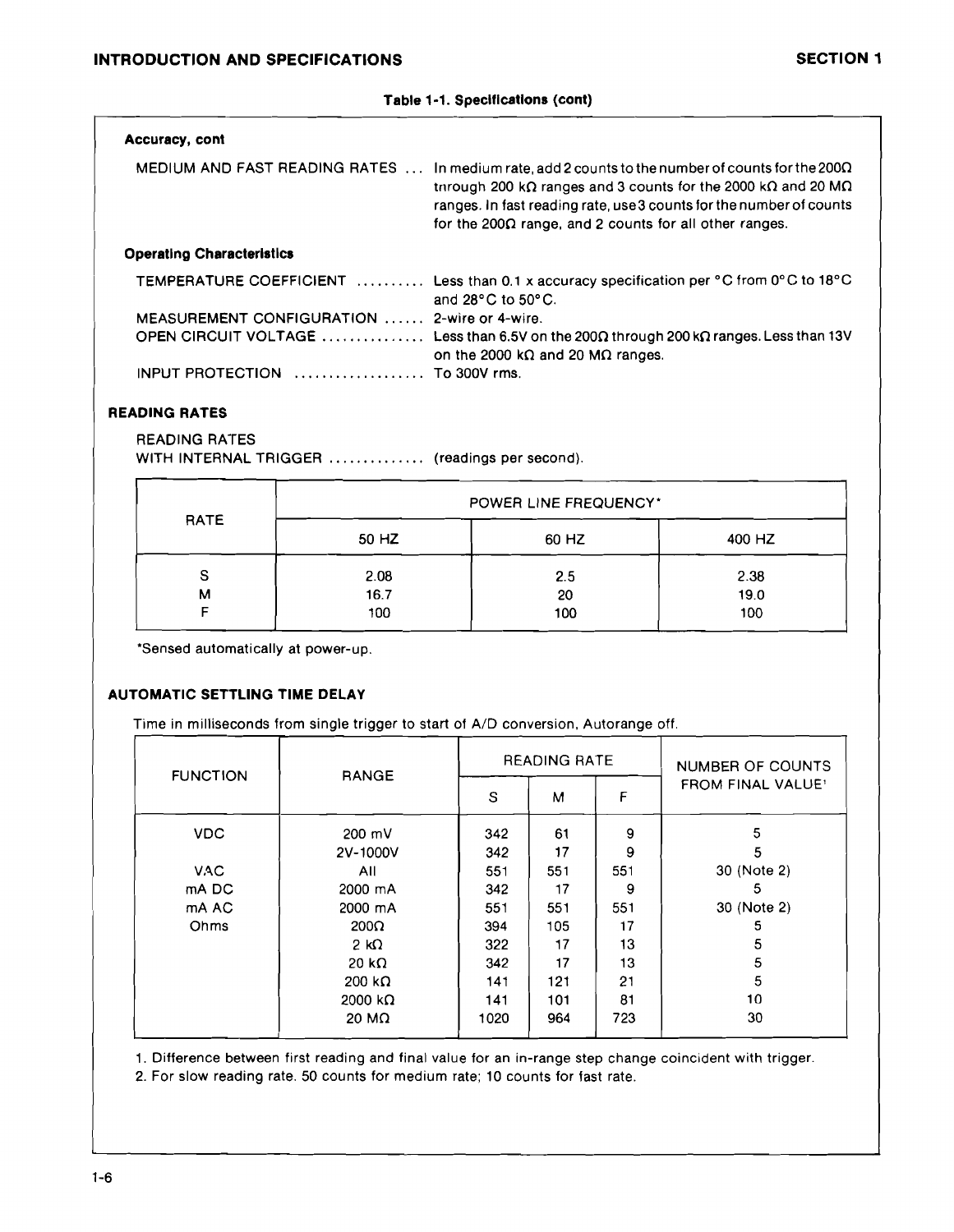**Table 1-1. Specifications (cont)**

**Accuracy, cont**

MEDIUM AND FAST READING RATES ... In medium rate, add 2 counts to the number of counts for the 200Ω through 200 kΩ ranges and 3 counts for the 2000 kΩ and 20 MΩ ranges. In fast reading rate, use 3 counts for the number of counts for the 200Ω range, and 2 counts for all other ranges.

**Operating Characteristics**

TEMPERATURE COEFFICIENT .......... Less than 0.1 x accuracy specification per °C from 0°C to 18°C and 28°C to 50°C.

MEASUREMENT CONFIGURATION ...... 2-wire or 4-wire.

OPEN CIRCUIT VOLTAGE ............... Less than 6.5V on the 200Ω through 200 kΩ ranges. Less than 13V on the 2000 kΩ and 20 MΩ ranges.

INPUT PROTECTION .................. To 300V rms.

## READING RATES

READING RATES WITH INTERNAL TRIGGER ............. (readings per second).

| RATE | POWER LINE FREQUENCY* | | |
|---|---|---|---|
| | 50 HZ | 60 HZ | 400 HZ |
| S | 2.08 | 2.5 | 2.38 |
| M | 16.7 | 20 | 19.0 |
| F | 100 | 100 | 100 |

*Sensed automatically at power-up.

## AUTOMATIC SETTLING TIME DELAY

Time in milliseconds from single trigger to start of A/D conversion, Autorange off.

| FUNCTION | RANGE | READING RATE | | | NUMBER OF COUNTS FROM FINAL VALUE[1] |
|---|---|---|---|---|---|
| | | S | M | F | |
| VDC | 200 mV | 342 | 61 | 9 | 5 |
| | 2V-1000V | 342 | 17 | 9 | 5 |
| VAC | All | 551 | 551 | 551 | 30 (Note 2) |
| mA DC | 2000 mA | 342 | 17 | 9 | 5 |
| mA AC | 2000 mA | 551 | 551 | 551 | 30 (Note 2) |
| Ohms | 200Ω | 394 | 105 | 17 | 5 |
| | 2 kΩ | 322 | 17 | 13 | 5 |
| | 20 kΩ | 342 | 17 | 13 | 5 |
| | 200 kΩ | 141 | 121 | 21 | 5 |
| | 2000 kΩ | 141 | 101 | 81 | 10 |
| | 20 MΩ | 1020 | 964 | 723 | 30 |

1. Difference between first reading and final value for an in-range step change coincident with trigger.
2. For slow reading rate. 50 counts for medium rate; 10 counts for fast rate.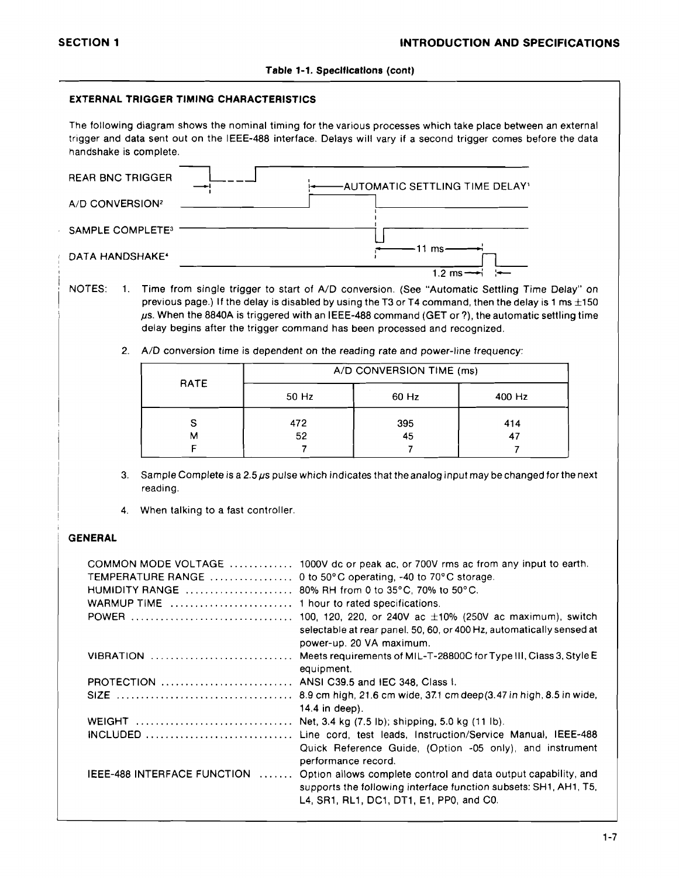**Table 1-1. Specifications (cont)**

**EXTERNAL TRIGGER TIMING CHARACTERISTICS**

The following diagram shows the nominal timing for the various processes which take place between an external trigger and data sent out on the IEEE-488 interface. Delays will vary if a second trigger comes before the data handshake is complete.

REAR BNC TRIGGER — AUTOMATIC SETTLING TIME DELAY[1]

A/D CONVERSION[2]

SAMPLE COMPLETE[3] — 11 ms

DATA HANDSHAKE[4] — 1.2 ms

NOTES:

1. Time from single trigger to start of A/D conversion. (See "Automatic Settling Time Delay" on previous page.) If the delay is disabled by using the T3 or T4 command, then the delay is 1 ms ±150 μs. When the 8840A is triggered with an IEEE-488 command (GET or ?), the automatic settling time delay begins after the trigger command has been processed and recognized.

2. A/D conversion time is dependent on the reading rate and power-line frequency:

| RATE | A/D CONVERSION TIME (ms) | | |
|---|---|---|---|
| | 50 Hz | 60 Hz | 400 Hz |
| S | 472 | 395 | 414 |
| M | 52 | 45 | 47 |
| F | 7 | 7 | 7 |

3. Sample Complete is a 2.5 μs pulse which indicates that the analog input may be changed for the next reading.

4. When talking to a fast controller.

**GENERAL**

COMMON MODE VOLTAGE ............. 1000V dc or peak ac, or 700V rms ac from any input to earth.

TEMPERATURE RANGE ................. 0 to 50°C operating, -40 to 70°C storage.

HUMIDITY RANGE ...................... 80% RH from 0 to 35°C, 70% to 50°C.

WARMUP TIME ......................... 1 hour to rated specifications.

POWER ................................. 100, 120, 220, or 240V ac ±10% (250V ac maximum), switch selectable at rear panel. 50, 60, or 400 Hz, automatically sensed at power-up. 20 VA maximum.

VIBRATION ............................. Meets requirements of MIL-T-28800C for Type III, Class 3, Style E equipment.

PROTECTION ........................... ANSI C39.5 and IEC 348, Class I.

SIZE .................................... 8.9 cm high, 21.6 cm wide, 37.1 cm deep (3.47 in high, 8.5 in wide, 14.4 in deep).

WEIGHT ................................ Net, 3.4 kg (7.5 lb); shipping, 5.0 kg (11 lb).

INCLUDED .............................. Line cord, test leads, Instruction/Service Manual, IEEE-488 Quick Reference Guide, (Option -05 only), and instrument performance record.

IEEE-488 INTERFACE FUNCTION ....... Option allows complete control and data output capability, and supports the following interface function subsets: SH1, AH1, T5, L4, SR1, RL1, DC1, DT1, E1, PP0, and C0.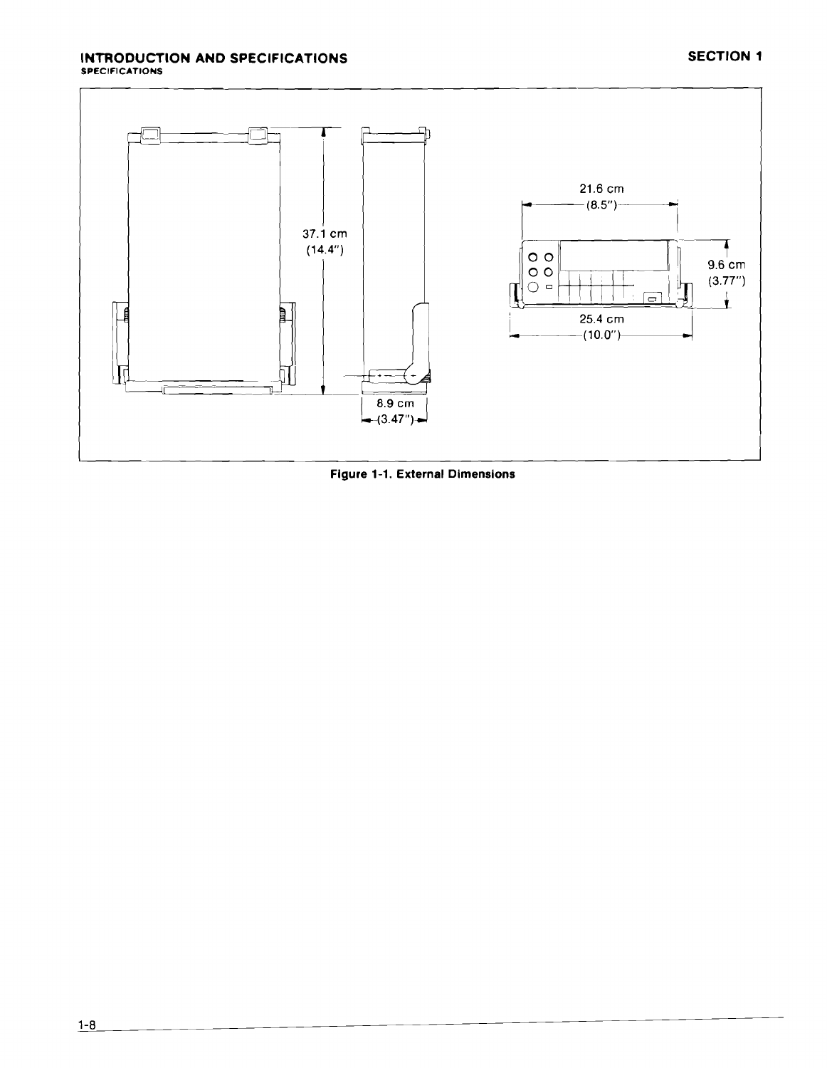37.1 cm
(14.4")

8.9 cm
(3.47")

21.6 cm
(8.5")

9.6 cm
(3.77")

25.4 cm
(10.0")

**Figure 1-1. External Dimensions**